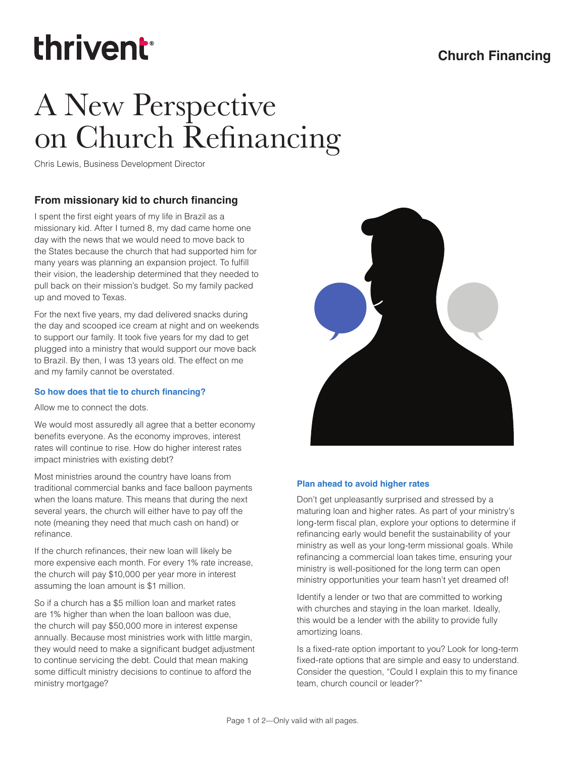thrivent

**Church Financing**

# A New Perspective on Church Refinancing

Chris Lewis, Business Development Director

## From missionary kid to church financing

I spent the first eight years of my life in Brazil as a missionary kid. After I turned 8, my dad came home one day with the news that we would need to move back to the States because the church that had supported him for many years was planning an expansion project. To fulfill their vision, the leadership determined that they needed to pull back on their mission's budget. So my family packed up and moved to Texas.

For the next five years, my dad delivered snacks during the day and scooped ice cream at night and on weekends to support our family. It took five years for my dad to get plugged into a ministry that would support our move back to Brazil. By then, I was 13 years old. The effect on me and my family cannot be overstated.

### So how does that tie to church financing?

Allow me to connect the dots.

We would most assuredly all agree that a better economy benefits everyone. As the economy improves, interest rates will continue to rise. How do higher interest rates impact ministries with existing debt?

Most ministries around the country have loans from traditional commercial banks and face balloon payments when the loans mature. This means that during the next several years, the church will either have to pay off the note (meaning they need that much cash on hand) or refinance.

If the church refinances, their new loan will likely be more expensive each month. For every 1% rate increase, the church will pay $10,000 per year more in interest assuming the loan amount is $1 million.

So if a church has a $5 million loan and market rates are 1% higher than when the loan balloon was due, the church will pay $50,000 more in interest expense annually. Because most ministries work with little margin, they would need to make a significant budget adjustment to continue servicing the debt. Could that mean making some difficult ministry decisions to continue to afford the ministry mortgage?

### Plan ahead to avoid higher rates

Don't get unpleasantly surprised and stressed by a maturing loan and higher rates. As part of your ministry's long-term fiscal plan, explore your options to determine if refinancing early would benefit the sustainability of your ministry as well as your long-term missional goals. While refinancing a commercial loan takes time, ensuring your ministry is well-positioned for the long term can open ministry opportunities your team hasn't yet dreamed of!

Identify a lender or two that are committed to working with churches and staying in the loan market. Ideally, this would be a lender with the ability to provide fully amortizing loans.

Is a fixed-rate option important to you? Look for long-term fixed-rate options that are simple and easy to understand. Consider the question, "Could I explain this to my finance team, church council or leader?"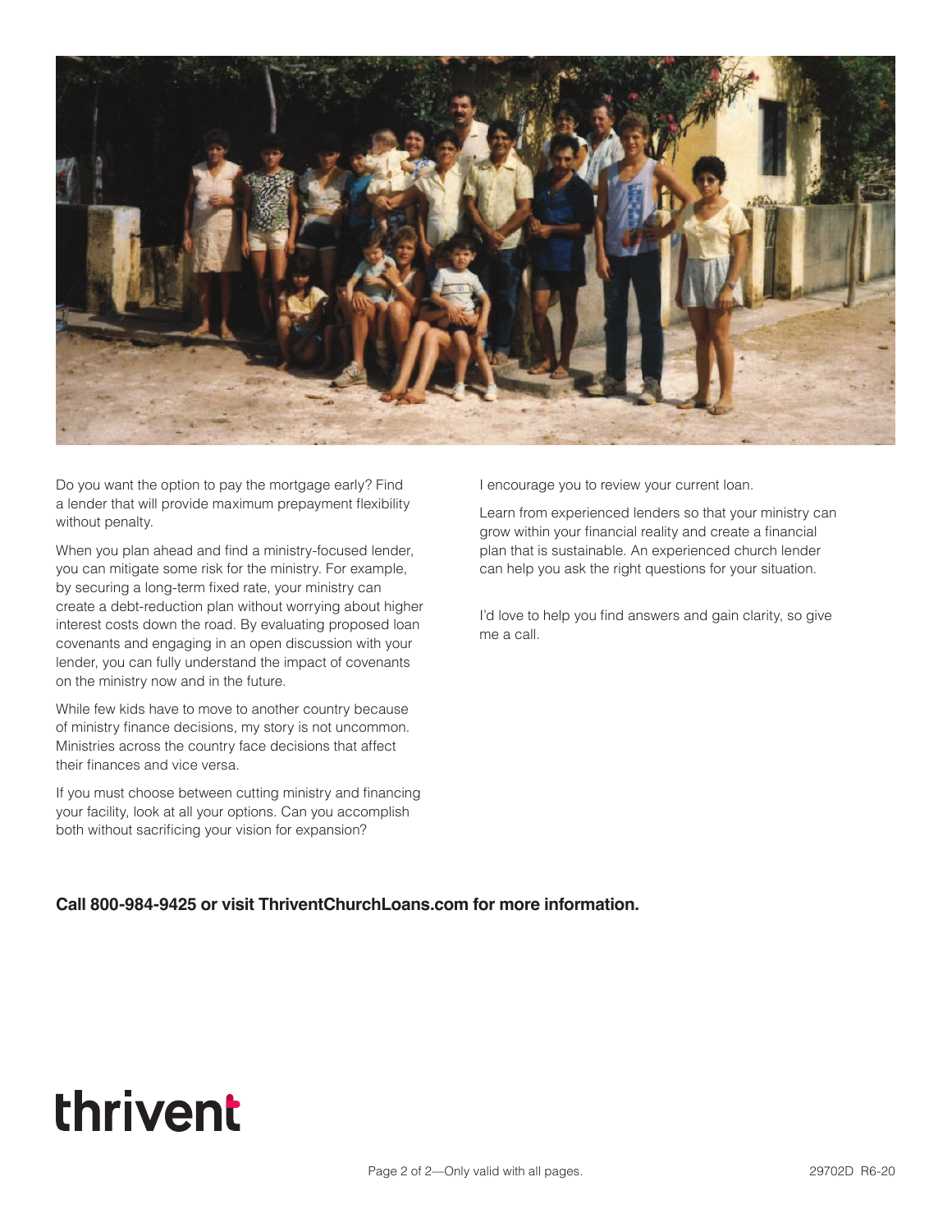Do you want the option to pay the mortgage early? Find a lender that will provide maximum prepayment flexibility without penalty.

When you plan ahead and find a ministry-focused lender, you can mitigate some risk for the ministry. For example, by securing a long-term fixed rate, your ministry can create a debt-reduction plan without worrying about higher interest costs down the road. By evaluating proposed loan covenants and engaging in an open discussion with your lender, you can fully understand the impact of covenants on the ministry now and in the future.

While few kids have to move to another country because of ministry finance decisions, my story is not uncommon. Ministries across the country face decisions that affect their finances and vice versa.

If you must choose between cutting ministry and financing your facility, look at all your options. Can you accomplish both without sacrificing your vision for expansion?

I encourage you to review your current loan.

Learn from experienced lenders so that your ministry can grow within your financial reality and create a financial plan that is sustainable. An experienced church lender can help you ask the right questions for your situation.

I'd love to help you find answers and gain clarity, so give me a call.

**Call 800-984-9425 or visit ThriventChurchLoans.com for more information.**

thrivent

29702D R6-20